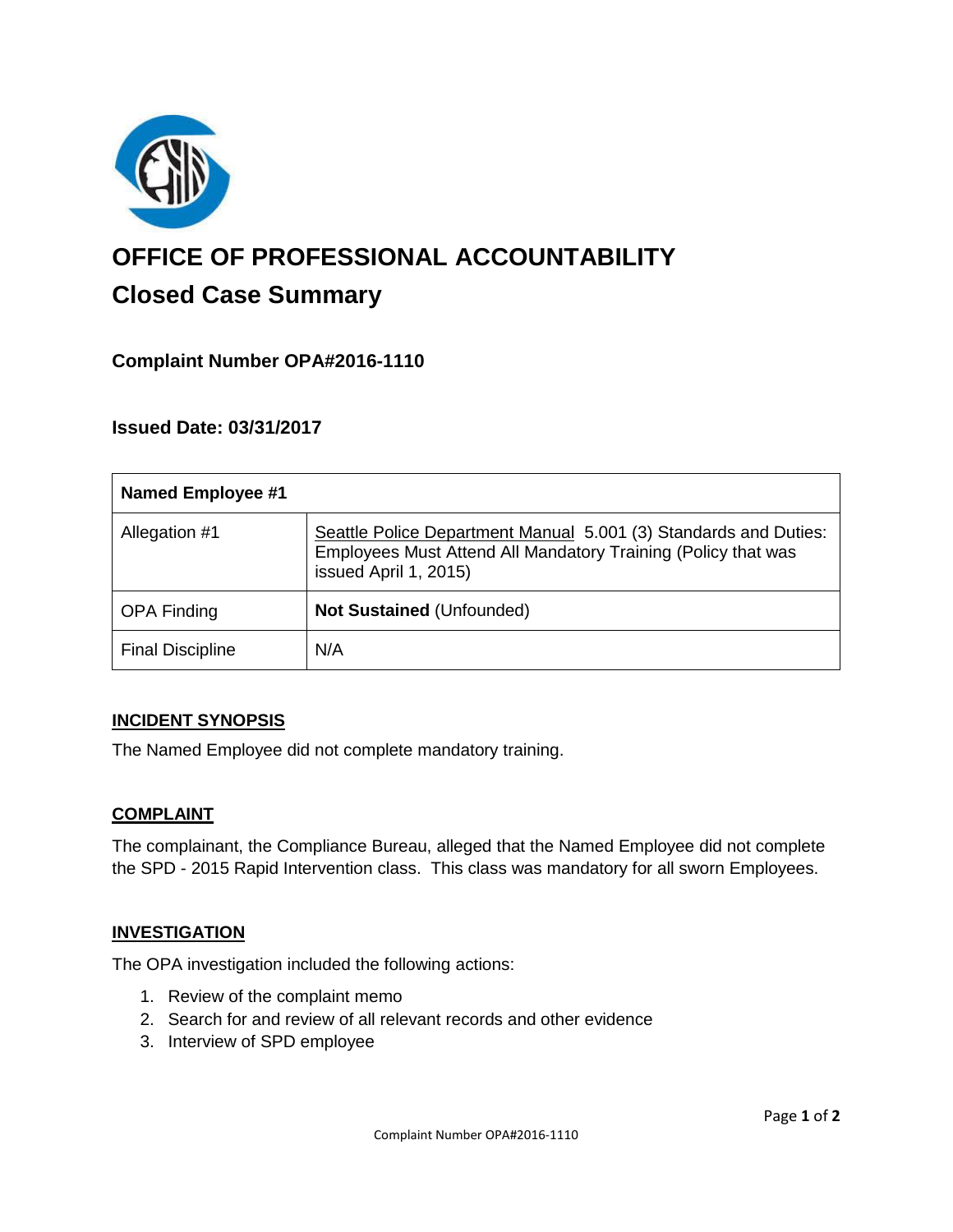# OFFICE OF PROFESSIONAL ACCOUNTABILITY

## Closed Case Summary

### Complaint Number OPA#2016-1110

### Issued Date: 03/31/2017

| **Named Employee #1** | |
|---|---|
| Allegation #1 | Seattle Police Department Manual 5.001 (3) Standards and Duties: Employees Must Attend All Mandatory Training (Policy that was issued April 1, 2015) |
| OPA Finding | **Not Sustained** (Unfounded) |
| Final Discipline | N/A |

### INCIDENT SYNOPSIS

The Named Employee did not complete mandatory training.

### COMPLAINT

The complainant, the Compliance Bureau, alleged that the Named Employee did not complete the SPD - 2015 Rapid Intervention class. This class was mandatory for all sworn Employees.

### INVESTIGATION

The OPA investigation included the following actions:

1. Review of the complaint memo
2. Search for and review of all relevant records and other evidence
3. Interview of SPD employee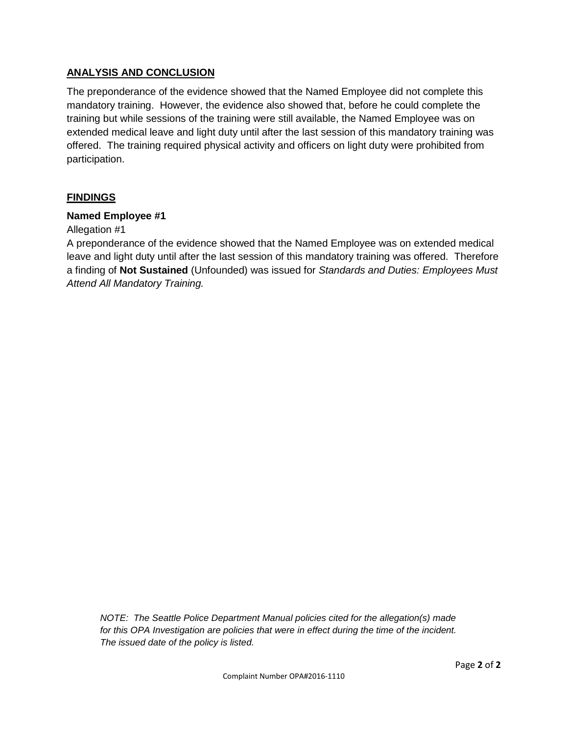## ANALYSIS AND CONCLUSION

The preponderance of the evidence showed that the Named Employee did not complete this mandatory training. However, the evidence also showed that, before he could complete the training but while sessions of the training were still available, the Named Employee was on extended medical leave and light duty until after the last session of this mandatory training was offered. The training required physical activity and officers on light duty were prohibited from participation.

## FINDINGS

**Named Employee #1**

Allegation #1

A preponderance of the evidence showed that the Named Employee was on extended medical leave and light duty until after the last session of this mandatory training was offered. Therefore a finding of **Not Sustained** (Unfounded) was issued for *Standards and Duties: Employees Must Attend All Mandatory Training.*

*NOTE: The Seattle Police Department Manual policies cited for the allegation(s) made for this OPA Investigation are policies that were in effect during the time of the incident. The issued date of the policy is listed.*

Complaint Number OPA#2016-1110